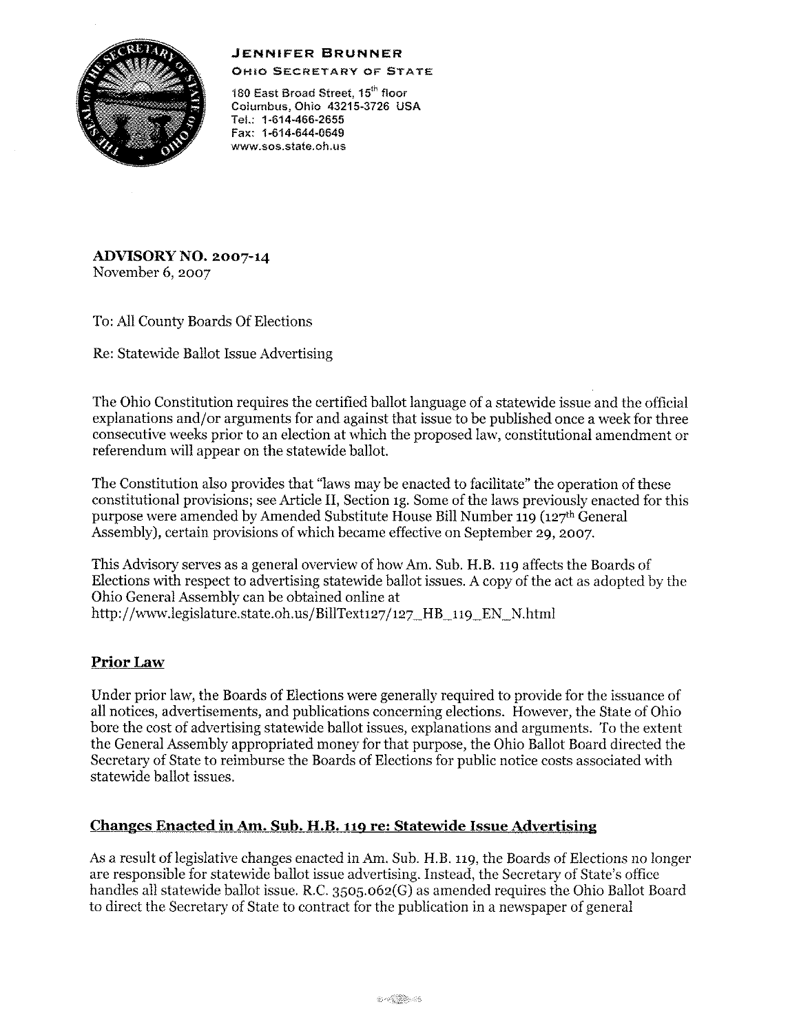**JENNIFER BRUNNER**
**OHIO SECRETARY OF STATE**

180 East Broad Street, 15th floor
Columbus, Ohio 43215-3726 USA
Tel.: 1-614-466-2655
Fax: 1-614-644-0649
www.sos.state.oh.us

**ADVISORY NO. 2007-14**
November 6, 2007

To: All County Boards Of Elections

Re: Statewide Ballot Issue Advertising

The Ohio Constitution requires the certified ballot language of a statewide issue and the official explanations and/or arguments for and against that issue to be published once a week for three consecutive weeks prior to an election at which the proposed law, constitutional amendment or referendum will appear on the statewide ballot.

The Constitution also provides that "laws may be enacted to facilitate" the operation of these constitutional provisions; see Article II, Section 1g. Some of the laws previously enacted for this purpose were amended by Amended Substitute House Bill Number 119 (127th General Assembly), certain provisions of which became effective on September 29, 2007.

This Advisory serves as a general overview of how Am. Sub. H.B. 119 affects the Boards of Elections with respect to advertising statewide ballot issues. A copy of the act as adopted by the Ohio General Assembly can be obtained online at http://www.legislature.state.oh.us/BillText127/127_HB_119_EN_N.html

## Prior Law

Under prior law, the Boards of Elections were generally required to provide for the issuance of all notices, advertisements, and publications concerning elections. However, the State of Ohio bore the cost of advertising statewide ballot issues, explanations and arguments. To the extent the General Assembly appropriated money for that purpose, the Ohio Ballot Board directed the Secretary of State to reimburse the Boards of Elections for public notice costs associated with statewide ballot issues.

## Changes Enacted in Am. Sub. H.B. 119 re: Statewide Issue Advertising

As a result of legislative changes enacted in Am. Sub. H.B. 119, the Boards of Elections no longer are responsible for statewide ballot issue advertising. Instead, the Secretary of State's office handles all statewide ballot issue. R.C. 3505.062(G) as amended requires the Ohio Ballot Board to direct the Secretary of State to contract for the publication in a newspaper of general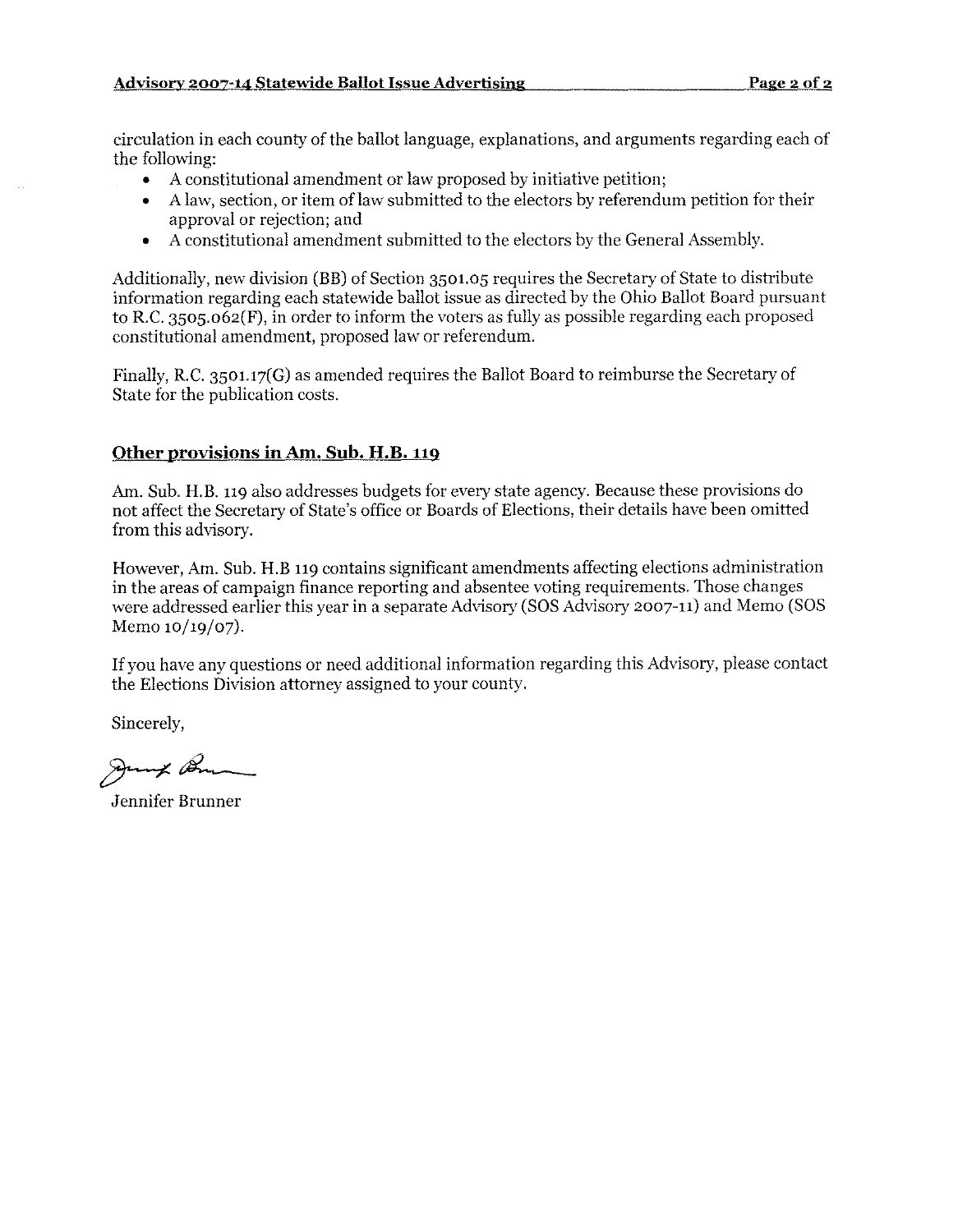circulation in each county of the ballot language, explanations, and arguments regarding each of the following:

- A constitutional amendment or law proposed by initiative petition;
- A law, section, or item of law submitted to the electors by referendum petition for their approval or rejection; and
- A constitutional amendment submitted to the electors by the General Assembly.

Additionally, new division (BB) of Section 3501.05 requires the Secretary of State to distribute information regarding each statewide ballot issue as directed by the Ohio Ballot Board pursuant to R.C. 3505.062(F), in order to inform the voters as fully as possible regarding each proposed constitutional amendment, proposed law or referendum.

Finally, R.C. 3501.17(G) as amended requires the Ballot Board to reimburse the Secretary of State for the publication costs.

## Other provisions in Am. Sub. H.B. 119

Am. Sub. H.B. 119 also addresses budgets for every state agency. Because these provisions do not affect the Secretary of State's office or Boards of Elections, their details have been omitted from this advisory.

However, Am. Sub. H.B 119 contains significant amendments affecting elections administration in the areas of campaign finance reporting and absentee voting requirements. Those changes were addressed earlier this year in a separate Advisory (SOS Advisory 2007-11) and Memo (SOS Memo 10/19/07).

If you have any questions or need additional information regarding this Advisory, please contact the Elections Division attorney assigned to your county.

Sincerely,

Jennifer Brunner